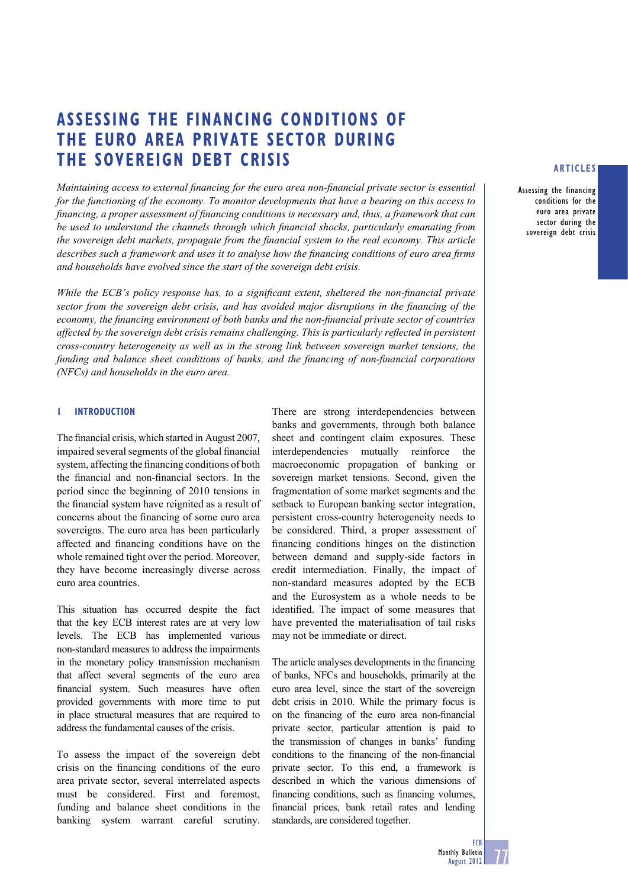# ASSESSING THE FINANCING CONDITIONS OF THE EURO AREA PRIVATE SECTOR DURING THE SOVEREIGN DEBT CRISIS

*Maintaining access to external financing for the euro area non-financial private sector is essential for the functioning of the economy. To monitor developments that have a bearing on this access to financing, a proper assessment of financing conditions is necessary and, thus, a framework that can be used to understand the channels through which financial shocks, particularly emanating from the sovereign debt markets, propagate from the financial system to the real economy. This article describes such a framework and uses it to analyse how the financing conditions of euro area firms and households have evolved since the start of the sovereign debt crisis.*

*While the ECB's policy response has, to a significant extent, sheltered the non-financial private sector from the sovereign debt crisis, and has avoided major disruptions in the financing of the economy, the financing environment of both banks and the non-financial private sector of countries affected by the sovereign debt crisis remains challenging. This is particularly reflected in persistent cross-country heterogeneity as well as in the strong link between sovereign market tensions, the funding and balance sheet conditions of banks, and the financing of non-financial corporations (NFCs) and households in the euro area.*

## 1 INTRODUCTION

The financial crisis, which started in August 2007, impaired several segments of the global financial system, affecting the financing conditions of both the financial and non-financial sectors. In the period since the beginning of 2010 tensions in the financial system have reignited as a result of concerns about the financing of some euro area sovereigns. The euro area has been particularly affected and financing conditions have on the whole remained tight over the period. Moreover, they have become increasingly diverse across euro area countries.

This situation has occurred despite the fact that the key ECB interest rates are at very low levels. The ECB has implemented various non-standard measures to address the impairments in the monetary policy transmission mechanism that affect several segments of the euro area financial system. Such measures have often provided governments with more time to put in place structural measures that are required to address the fundamental causes of the crisis.

To assess the impact of the sovereign debt crisis on the financing conditions of the euro area private sector, several interrelated aspects must be considered. First and foremost, funding and balance sheet conditions in the banking system warrant careful scrutiny. There are strong interdependencies between banks and governments, through both balance sheet and contingent claim exposures. These interdependencies mutually reinforce the macroeconomic propagation of banking or sovereign market tensions. Second, given the fragmentation of some market segments and the setback to European banking sector integration, persistent cross-country heterogeneity needs to be considered. Third, a proper assessment of financing conditions hinges on the distinction between demand and supply-side factors in credit intermediation. Finally, the impact of non-standard measures adopted by the ECB and the Eurosystem as a whole needs to be identified. The impact of some measures that have prevented the materialisation of tail risks may not be immediate or direct.

The article analyses developments in the financing of banks, NFCs and households, primarily at the euro area level, since the start of the sovereign debt crisis in 2010. While the primary focus is on the financing of the euro area non-financial private sector, particular attention is paid to the transmission of changes in banks' funding conditions to the financing of the non-financial private sector. To this end, a framework is described in which the various dimensions of financing conditions, such as financing volumes, financial prices, bank retail rates and lending standards, are considered together.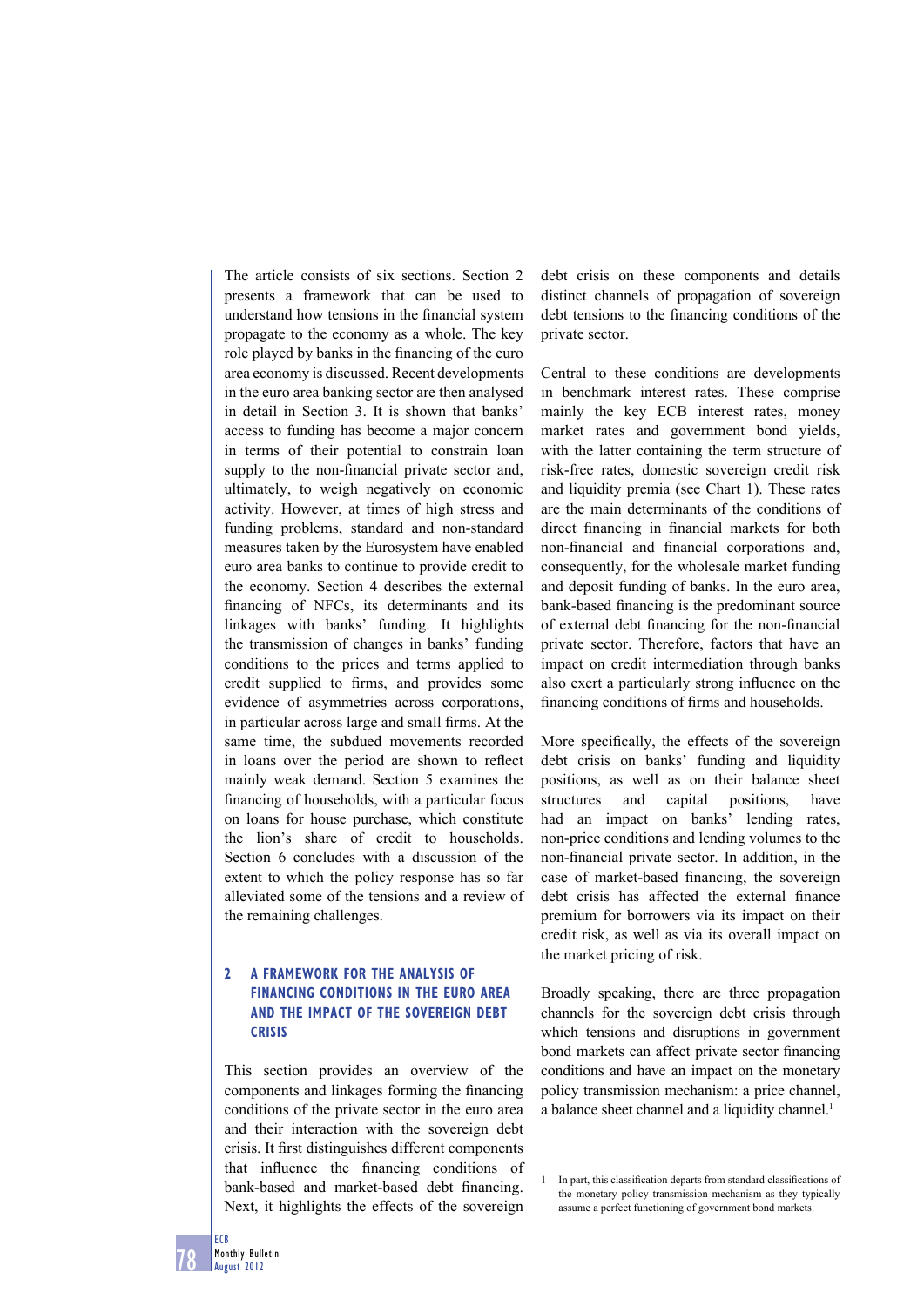The article consists of six sections. Section 2 presents a framework that can be used to understand how tensions in the financial system propagate to the economy as a whole. The key role played by banks in the financing of the euro area economy is discussed. Recent developments in the euro area banking sector are then analysed in detail in Section 3. It is shown that banks' access to funding has become a major concern in terms of their potential to constrain loan supply to the non-financial private sector and, ultimately, to weigh negatively on economic activity. However, at times of high stress and funding problems, standard and non-standard measures taken by the Eurosystem have enabled euro area banks to continue to provide credit to the economy. Section 4 describes the external financing of NFCs, its determinants and its linkages with banks' funding. It highlights the transmission of changes in banks' funding conditions to the prices and terms applied to credit supplied to firms, and provides some evidence of asymmetries across corporations, in particular across large and small firms. At the same time, the subdued movements recorded in loans over the period are shown to reflect mainly weak demand. Section 5 examines the financing of households, with a particular focus on loans for house purchase, which constitute the lion's share of credit to households. Section 6 concludes with a discussion of the extent to which the policy response has so far alleviated some of the tensions and a review of the remaining challenges.

## 2 A FRAMEWORK FOR THE ANALYSIS OF FINANCING CONDITIONS IN THE EURO AREA AND THE IMPACT OF THE SOVEREIGN DEBT CRISIS

This section provides an overview of the components and linkages forming the financing conditions of the private sector in the euro area and their interaction with the sovereign debt crisis. It first distinguishes different components that influence the financing conditions of bank-based and market-based debt financing. Next, it highlights the effects of the sovereign debt crisis on these components and details distinct channels of propagation of sovereign debt tensions to the financing conditions of the private sector.

Central to these conditions are developments in benchmark interest rates. These comprise mainly the key ECB interest rates, money market rates and government bond yields, with the latter containing the term structure of risk-free rates, domestic sovereign credit risk and liquidity premia (see Chart 1). These rates are the main determinants of the conditions of direct financing in financial markets for both non-financial and financial corporations and, consequently, for the wholesale market funding and deposit funding of banks. In the euro area, bank-based financing is the predominant source of external debt financing for the non-financial private sector. Therefore, factors that have an impact on credit intermediation through banks also exert a particularly strong influence on the financing conditions of firms and households.

More specifically, the effects of the sovereign debt crisis on banks' funding and liquidity positions, as well as on their balance sheet structures and capital positions, have had an impact on banks' lending rates, non-price conditions and lending volumes to the non-financial private sector. In addition, in the case of market-based financing, the sovereign debt crisis has affected the external finance premium for borrowers via its impact on their credit risk, as well as via its overall impact on the market pricing of risk.

Broadly speaking, there are three propagation channels for the sovereign debt crisis through which tensions and disruptions in government bond markets can affect private sector financing conditions and have an impact on the monetary policy transmission mechanism: a price channel, a balance sheet channel and a liquidity channel.[1]

1 In part, this classification departs from standard classifications of the monetary policy transmission mechanism as they typically assume a perfect functioning of government bond markets.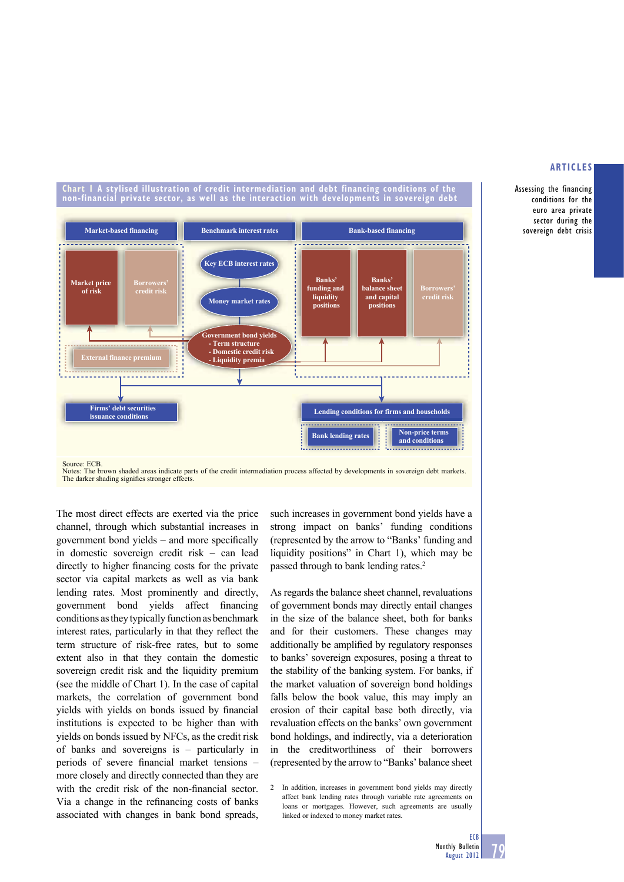**Chart 1 A stylised illustration of credit intermediation and debt financing conditions of the non-financial private sector, as well as the interaction with developments in sovereign debt**

Market-based financing | Benchmark interest rates | Bank-based financing

Market price of risk
Borrowers' credit risk
External finance premium

Key ECB interest rates
Money market rates
Government bond yields
- Term structure
- Domestic credit risk
- Liquidity premia

Banks' funding and liquidity positions
Banks' balance sheet and capital positions
Borrowers' credit risk

Firms' debt securities issuance conditions

Lending conditions for firms and households
Bank lending rates
Non-price terms and conditions

Source: ECB.
Notes: The brown shaded areas indicate parts of the credit intermediation process affected by developments in sovereign debt markets. The darker shading signifies stronger effects.

The most direct effects are exerted via the price channel, through which substantial increases in government bond yields – and more specifically in domestic sovereign credit risk – can lead directly to higher financing costs for the private sector via capital markets as well as via bank lending rates. Most prominently and directly, government bond yields affect financing conditions as they typically function as benchmark interest rates, particularly in that they reflect the term structure of risk-free rates, but to some extent also in that they contain the domestic sovereign credit risk and the liquidity premium (see the middle of Chart 1). In the case of capital markets, the correlation of government bond yields with yields on bonds issued by financial institutions is expected to be higher than with yields on bonds issued by NFCs, as the credit risk of banks and sovereigns is – particularly in periods of severe financial market tensions – more closely and directly connected than they are with the credit risk of the non-financial sector. Via a change in the refinancing costs of banks associated with changes in bank bond spreads, such increases in government bond yields have a strong impact on banks' funding conditions (represented by the arrow to "Banks' funding and liquidity positions" in Chart 1), which may be passed through to bank lending rates.[2]

As regards the balance sheet channel, revaluations of government bonds may directly entail changes in the size of the balance sheet, both for banks and for their customers. These changes may additionally be amplified by regulatory responses to banks' sovereign exposures, posing a threat to the stability of the banking system. For banks, if the market valuation of sovereign bond holdings falls below the book value, this may imply an erosion of their capital base both directly, via revaluation effects on the banks' own government bond holdings, and indirectly, via a deterioration in the creditworthiness of their borrowers (represented by the arrow to "Banks' balance sheet

2 In addition, increases in government bond yields may directly affect bank lending rates through variable rate agreements on loans or mortgages. However, such agreements are usually linked or indexed to money market rates.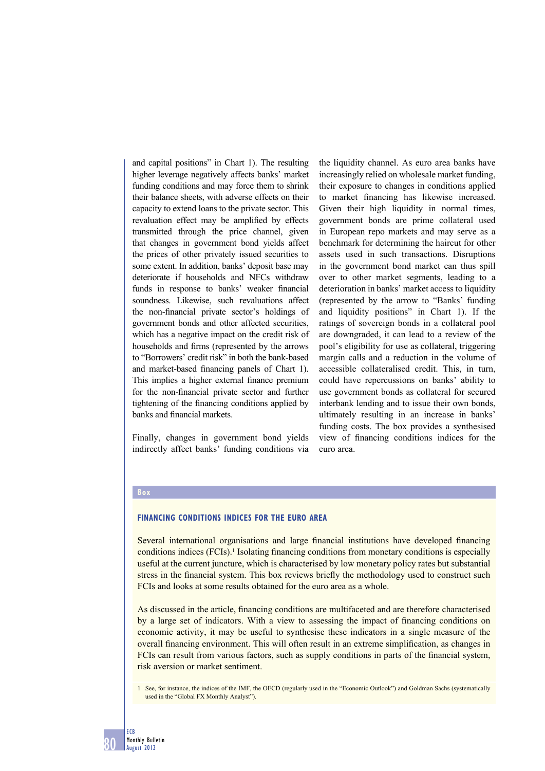and capital positions" in Chart 1). The resulting higher leverage negatively affects banks' market funding conditions and may force them to shrink their balance sheets, with adverse effects on their capacity to extend loans to the private sector. This revaluation effect may be amplified by effects transmitted through the price channel, given that changes in government bond yields affect the prices of other privately issued securities to some extent. In addition, banks' deposit base may deteriorate if households and NFCs withdraw funds in response to banks' weaker financial soundness. Likewise, such revaluations affect the non-financial private sector's holdings of government bonds and other affected securities, which has a negative impact on the credit risk of households and firms (represented by the arrows to "Borrowers' credit risk" in both the bank-based and market-based financing panels of Chart 1). This implies a higher external finance premium for the non-financial private sector and further tightening of the financing conditions applied by banks and financial markets.

Finally, changes in government bond yields indirectly affect banks' funding conditions via the liquidity channel. As euro area banks have increasingly relied on wholesale market funding, their exposure to changes in conditions applied to market financing has likewise increased. Given their high liquidity in normal times, government bonds are prime collateral used in European repo markets and may serve as a benchmark for determining the haircut for other assets used in such transactions. Disruptions in the government bond market can thus spill over to other market segments, leading to a deterioration in banks' market access to liquidity (represented by the arrow to "Banks' funding and liquidity positions" in Chart 1). If the ratings of sovereign bonds in a collateral pool are downgraded, it can lead to a review of the pool's eligibility for use as collateral, triggering margin calls and a reduction in the volume of accessible collateralised credit. This, in turn, could have repercussions on banks' ability to use government bonds as collateral for secured interbank lending and to issue their own bonds, ultimately resulting in an increase in banks' funding costs. The box provides a synthesised view of financing conditions indices for the euro area.

**Box**

## FINANCING CONDITIONS INDICES FOR THE EURO AREA

Several international organisations and large financial institutions have developed financing conditions indices (FCIs).[1] Isolating financing conditions from monetary conditions is especially useful at the current juncture, which is characterised by low monetary policy rates but substantial stress in the financial system. This box reviews briefly the methodology used to construct such FCIs and looks at some results obtained for the euro area as a whole.

As discussed in the article, financing conditions are multifaceted and are therefore characterised by a large set of indicators. With a view to assessing the impact of financing conditions on economic activity, it may be useful to synthesise these indicators in a single measure of the overall financing environment. This will often result in an extreme simplification, as changes in FCIs can result from various factors, such as supply conditions in parts of the financial system, risk aversion or market sentiment.

1 See, for instance, the indices of the IMF, the OECD (regularly used in the "Economic Outlook") and Goldman Sachs (systematically used in the "Global FX Monthly Analyst").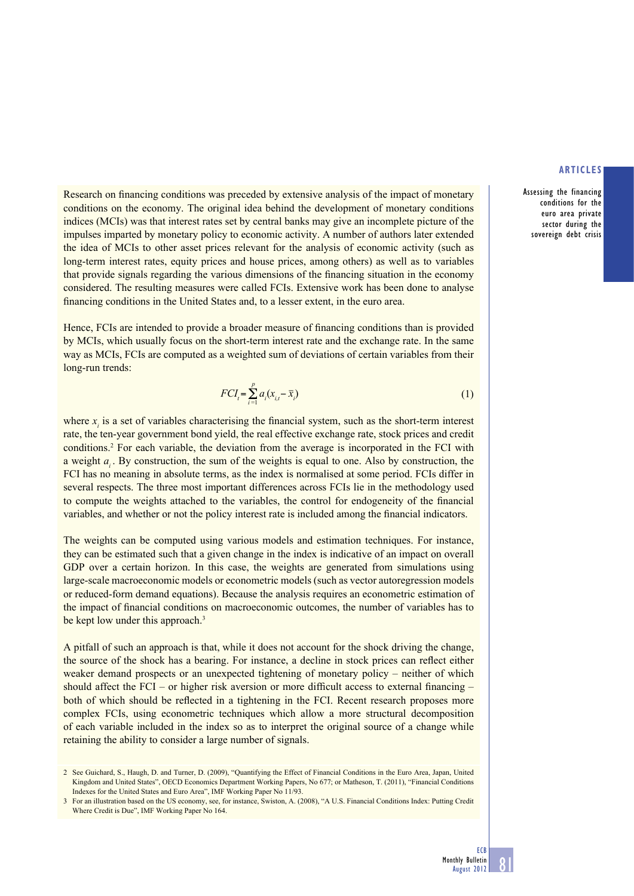Research on financing conditions was preceded by extensive analysis of the impact of monetary conditions on the economy. The original idea behind the development of monetary conditions indices (MCIs) was that interest rates set by central banks may give an incomplete picture of the impulses imparted by monetary policy to economic activity. A number of authors later extended the idea of MCIs to other asset prices relevant for the analysis of economic activity (such as long-term interest rates, equity prices and house prices, among others) as well as to variables that provide signals regarding the various dimensions of the financing situation in the economy considered. The resulting measures were called FCIs. Extensive work has been done to analyse financing conditions in the United States and, to a lesser extent, in the euro area.

Hence, FCIs are intended to provide a broader measure of financing conditions than is provided by MCIs, which usually focus on the short-term interest rate and the exchange rate. In the same way as MCIs, FCIs are computed as a weighted sum of deviations of certain variables from their long-run trends:

$$FCI_t = \sum_{i=1}^{p} a_i (x_{i,t} - \bar{x}_i) \tag{1}$$

where $x_i$ is a set of variables characterising the financial system, such as the short-term interest rate, the ten-year government bond yield, the real effective exchange rate, stock prices and credit conditions.[2] For each variable, the deviation from the average is incorporated in the FCI with a weight $a_i$. By construction, the sum of the weights is equal to one. Also by construction, the FCI has no meaning in absolute terms, as the index is normalised at some period. FCIs differ in several respects. The three most important differences across FCIs lie in the methodology used to compute the weights attached to the variables, the control for endogeneity of the financial variables, and whether or not the policy interest rate is included among the financial indicators.

The weights can be computed using various models and estimation techniques. For instance, they can be estimated such that a given change in the index is indicative of an impact on overall GDP over a certain horizon. In this case, the weights are generated from simulations using large-scale macroeconomic models or econometric models (such as vector autoregression models or reduced-form demand equations). Because the analysis requires an econometric estimation of the impact of financial conditions on macroeconomic outcomes, the number of variables has to be kept low under this approach.[3]

A pitfall of such an approach is that, while it does not account for the shock driving the change, the source of the shock has a bearing. For instance, a decline in stock prices can reflect either weaker demand prospects or an unexpected tightening of monetary policy – neither of which should affect the FCI – or higher risk aversion or more difficult access to external financing – both of which should be reflected in a tightening in the FCI. Recent research proposes more complex FCIs, using econometric techniques which allow a more structural decomposition of each variable included in the index so as to interpret the original source of a change while retaining the ability to consider a large number of signals.

2 See Guichard, S., Haugh, D. and Turner, D. (2009), "Quantifying the Effect of Financial Conditions in the Euro Area, Japan, United Kingdom and United States", OECD Economics Department Working Papers, No 677; or Matheson, T. (2011), "Financial Conditions Indexes for the United States and Euro Area", IMF Working Paper No 11/93.

3 For an illustration based on the US economy, see, for instance, Swiston, A. (2008), "A U.S. Financial Conditions Index: Putting Credit Where Credit is Due", IMF Working Paper No 164.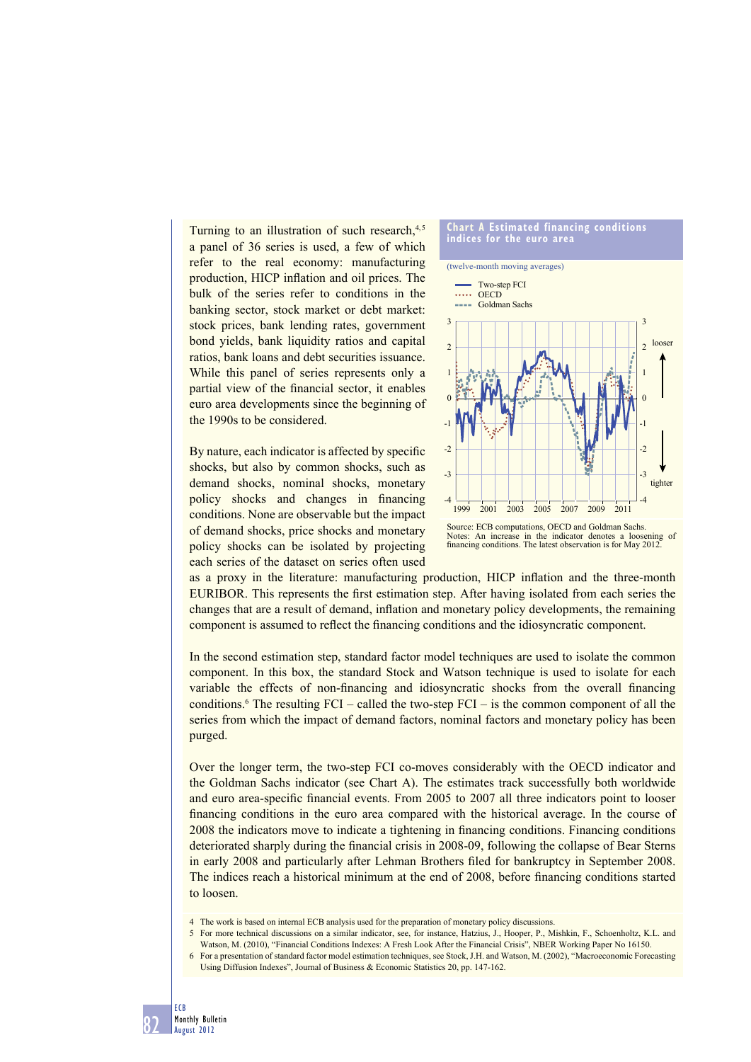Turning to an illustration of such research,[4,5] a panel of 36 series is used, a few of which refer to the real economy: manufacturing production, HICP inflation and oil prices. The bulk of the series refer to conditions in the banking sector, stock market or debt market: stock prices, bank lending rates, government bond yields, bank liquidity ratios and capital ratios, bank loans and debt securities issuance. While this panel of series represents only a partial view of the financial sector, it enables euro area developments since the beginning of the 1990s to be considered.

By nature, each indicator is affected by specific shocks, but also by common shocks, such as demand shocks, nominal shocks, monetary policy shocks and changes in financing conditions. None are observable but the impact of demand shocks, price shocks and monetary policy shocks can be isolated by projecting each series of the dataset on series often used as a proxy in the literature: manufacturing production, HICP inflation and the three-month EURIBOR. This represents the first estimation step. After having isolated from each series the changes that are a result of demand, inflation and monetary policy developments, the remaining component is assumed to reflect the financing conditions and the idiosyncratic component.

**Chart A Estimated financing conditions indices for the euro area**

(twelve-month moving averages)

Legend: Two-step FCI; OECD; Goldman Sachs

Y-axis: -4 to 3 (looser ↑, tighter ↓); X-axis: 1999, 2001, 2003, 2005, 2007, 2009, 2011

Source: ECB computations, OECD and Goldman Sachs.
Notes: An increase in the indicator denotes a loosening of financing conditions. The latest observation is for May 2012.

In the second estimation step, standard factor model techniques are used to isolate the common component. In this box, the standard Stock and Watson technique is used to isolate for each variable the effects of non-financing and idiosyncratic shocks from the overall financing conditions.[6] The resulting FCI – called the two-step FCI – is the common component of all the series from which the impact of demand factors, nominal factors and monetary policy has been purged.

Over the longer term, the two-step FCI co-moves considerably with the OECD indicator and the Goldman Sachs indicator (see Chart A). The estimates track successfully both worldwide and euro area-specific financial events. From 2005 to 2007 all three indicators point to looser financing conditions in the euro area compared with the historical average. In the course of 2008 the indicators move to indicate a tightening in financing conditions. Financing conditions deteriorated sharply during the financial crisis in 2008-09, following the collapse of Bear Sterns in early 2008 and particularly after Lehman Brothers filed for bankruptcy in September 2008. The indices reach a historical minimum at the end of 2008, before financing conditions started to loosen.

4 The work is based on internal ECB analysis used for the preparation of monetary policy discussions.
5 For more technical discussions on a similar indicator, see, for instance, Hatzius, J., Hooper, P., Mishkin, F., Schoenholtz, K.L. and Watson, M. (2010), "Financial Conditions Indexes: A Fresh Look After the Financial Crisis", NBER Working Paper No 16150.
6 For a presentation of standard factor model estimation techniques, see Stock, J.H. and Watson, M. (2002), "Macroeconomic Forecasting Using Diffusion Indexes", Journal of Business & Economic Statistics 20, pp. 147-162.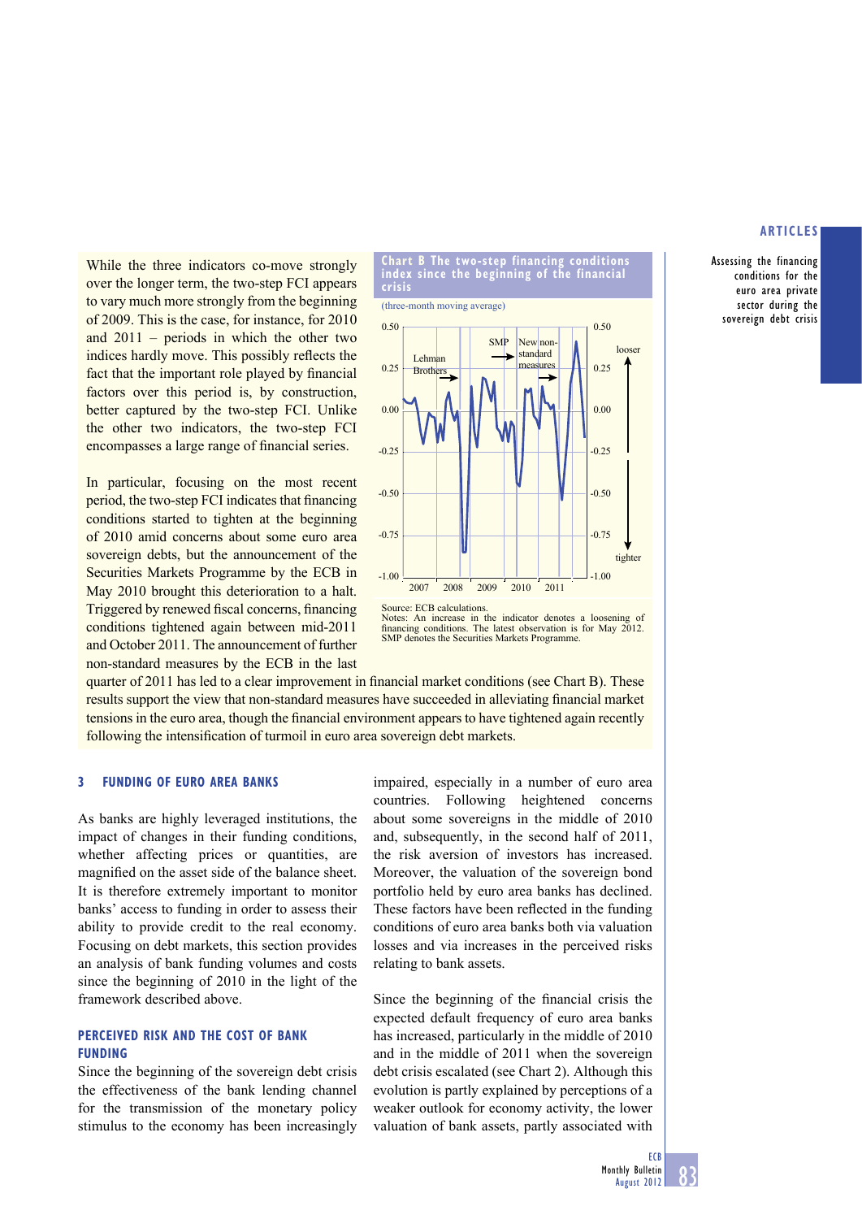While the three indicators co-move strongly over the longer term, the two-step FCI appears to vary much more strongly from the beginning of 2009. This is the case, for instance, for 2010 and 2011 – periods in which the other two indices hardly move. This possibly reflects the fact that the important role played by financial factors over this period is, by construction, better captured by the two-step FCI. Unlike the other two indicators, the two-step FCI encompasses a large range of financial series.

In particular, focusing on the most recent period, the two-step FCI indicates that financing conditions started to tighten at the beginning of 2010 amid concerns about some euro area sovereign debts, but the announcement of the Securities Markets Programme by the ECB in May 2010 brought this deterioration to a halt. Triggered by renewed fiscal concerns, financing conditions tightened again between mid-2011 and October 2011. The announcement of further non-standard measures by the ECB in the last quarter of 2011 has led to a clear improvement in financial market conditions (see Chart B). These results support the view that non-standard measures have succeeded in alleviating financial market tensions in the euro area, though the financial environment appears to have tightened again recently following the intensification of turmoil in euro area sovereign debt markets.

**Chart B The two-step financing conditions index since the beginning of the financial crisis**

(three-month moving average)

Source: ECB calculations.
Notes: An increase in the indicator denotes a loosening of financing conditions. The latest observation is for May 2012. SMP denotes the Securities Markets Programme.

## 3 FUNDING OF EURO AREA BANKS

As banks are highly leveraged institutions, the impact of changes in their funding conditions, whether affecting prices or quantities, are magnified on the asset side of the balance sheet. It is therefore extremely important to monitor banks' access to funding in order to assess their ability to provide credit to the real economy. Focusing on debt markets, this section provides an analysis of bank funding volumes and costs since the beginning of 2010 in the light of the framework described above.

### PERCEIVED RISK AND THE COST OF BANK FUNDING

Since the beginning of the sovereign debt crisis the effectiveness of the bank lending channel for the transmission of the monetary policy stimulus to the economy has been increasingly impaired, especially in a number of euro area countries. Following heightened concerns about some sovereigns in the middle of 2010 and, subsequently, in the second half of 2011, the risk aversion of investors has increased. Moreover, the valuation of the sovereign bond portfolio held by euro area banks has declined. These factors have been reflected in the funding conditions of euro area banks both via valuation losses and via increases in the perceived risks relating to bank assets.

Since the beginning of the financial crisis the expected default frequency of euro area banks has increased, particularly in the middle of 2010 and in the middle of 2011 when the sovereign debt crisis escalated (see Chart 2). Although this evolution is partly explained by perceptions of a weaker outlook for economy activity, the lower valuation of bank assets, partly associated with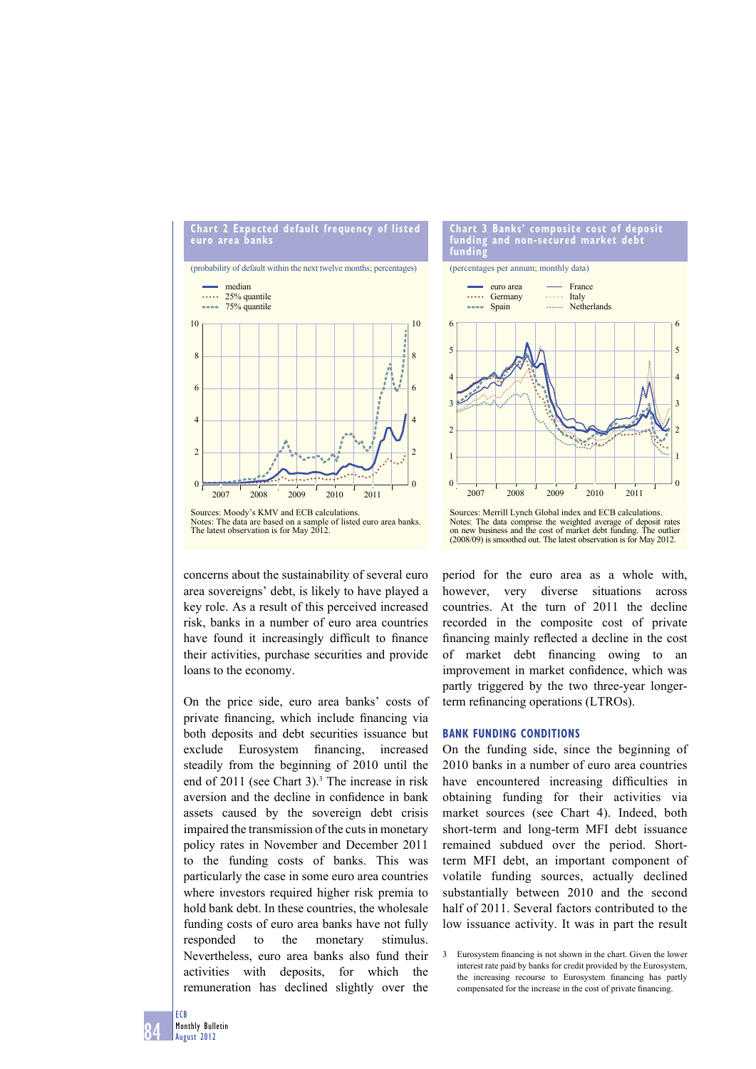**Chart 2 Expected default frequency of listed euro area banks**

(probability of default within the next twelve months; percentages)

- median
- 25% quantile
- 75% quantile

Sources: Moody's KMV and ECB calculations.
Notes: The data are based on a sample of listed euro area banks. The latest observation is for May 2012.

**Chart 3 Banks' composite cost of deposit funding and non-secured market debt funding**

(percentages per annum; monthly data)

- euro area
- Germany
- Spain
- France
- Italy
- Netherlands

Sources: Merrill Lynch Global index and ECB calculations.
Notes: The data comprise the weighted average of deposit rates on new business and the cost of market debt funding. The outlier (2008/09) is smoothed out. The latest observation is for May 2012.

concerns about the sustainability of several euro area sovereigns' debt, is likely to have played a key role. As a result of this perceived increased risk, banks in a number of euro area countries have found it increasingly difficult to finance their activities, purchase securities and provide loans to the economy.

On the price side, euro area banks' costs of private financing, which include financing via both deposits and debt securities issuance but exclude Eurosystem financing, increased steadily from the beginning of 2010 until the end of 2011 (see Chart 3).[3] The increase in risk aversion and the decline in confidence in bank assets caused by the sovereign debt crisis impaired the transmission of the cuts in monetary policy rates in November and December 2011 to the funding costs of banks. This was particularly the case in some euro area countries where investors required higher risk premia to hold bank debt. In these countries, the wholesale funding costs of euro area banks have not fully responded to the monetary stimulus. Nevertheless, euro area banks also fund their activities with deposits, for which the remuneration has declined slightly over the period for the euro area as a whole with, however, very diverse situations across countries. At the turn of 2011 the decline recorded in the composite cost of private financing mainly reflected a decline in the cost of market debt financing owing to an improvement in market confidence, which was partly triggered by the two three-year longer-term refinancing operations (LTROs).

## BANK FUNDING CONDITIONS

On the funding side, since the beginning of 2010 banks in a number of euro area countries have encountered increasing difficulties in obtaining funding for their activities via market sources (see Chart 4). Indeed, both short-term and long-term MFI debt issuance remained subdued over the period. Short-term MFI debt, an important component of volatile funding sources, actually declined substantially between 2010 and the second half of 2011. Several factors contributed to the low issuance activity. It was in part the result

3 Eurosystem financing is not shown in the chart. Given the lower interest rate paid by banks for credit provided by the Eurosystem, the increasing recourse to Eurosystem financing has partly compensated for the increase in the cost of private financing.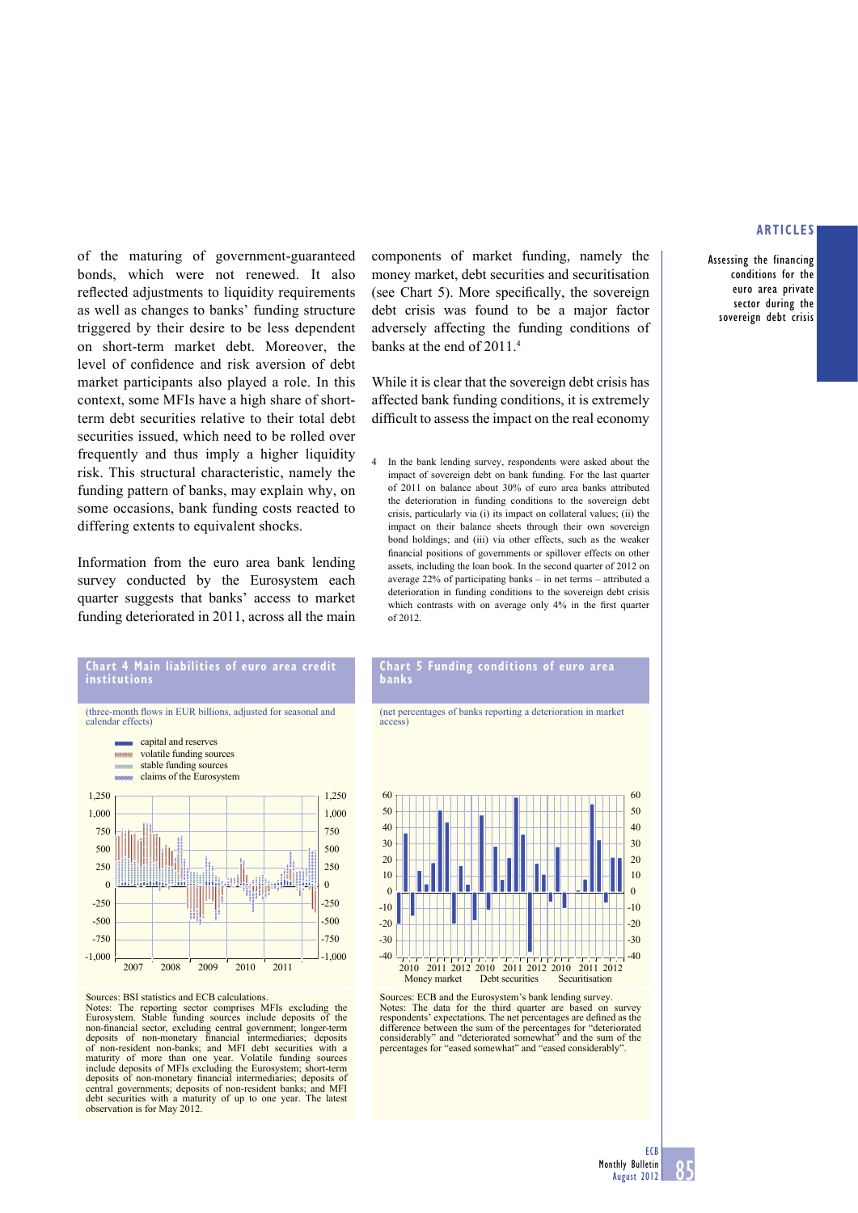of the maturing of government-guaranteed bonds, which were not renewed. It also reflected adjustments to liquidity requirements as well as changes to banks' funding structure triggered by their desire to be less dependent on short-term market debt. Moreover, the level of confidence and risk aversion of debt market participants also played a role. In this context, some MFIs have a high share of short-term debt securities relative to their total debt securities issued, which need to be rolled over frequently and thus imply a higher liquidity risk. This structural characteristic, namely the funding pattern of banks, may explain why, on some occasions, bank funding costs reacted to differing extents to equivalent shocks.

Information from the euro area bank lending survey conducted by the Eurosystem each quarter suggests that banks' access to market funding deteriorated in 2011, across all the main components of market funding, namely the money market, debt securities and securitisation (see Chart 5). More specifically, the sovereign debt crisis was found to be a major factor adversely affecting the funding conditions of banks at the end of 2011.[4]

While it is clear that the sovereign debt crisis has affected bank funding conditions, it is extremely difficult to assess the impact on the real economy

4 In the bank lending survey, respondents were asked about the impact of sovereign debt on bank funding. For the last quarter of 2011 on balance about 30% of euro area banks attributed the deterioration in funding conditions to the sovereign debt crisis, particularly via (i) its impact on collateral values; (ii) the impact on their balance sheets through their own sovereign bond holdings; and (iii) via other effects, such as the weaker financial positions of governments or spillover effects on other assets, including the loan book. In the second quarter of 2012 on average 22% of participating banks – in net terms – attributed a deterioration in funding conditions to the sovereign debt crisis which contrasts with on average only 4% in the first quarter of 2012.

**Chart 4 Main liabilities of euro area credit institutions**

(three-month flows in EUR billions, adjusted for seasonal and calendar effects)

Legend: capital and reserves; volatile funding sources; stable funding sources; claims of the Eurosystem

Sources: BSI statistics and ECB calculations.
Notes: The reporting sector comprises MFIs excluding the Eurosystem. Stable funding sources include deposits of the non-financial sector, excluding central government; longer-term deposits of non-monetary financial intermediaries; deposits of non-resident non-banks; and MFI debt securities with a maturity of more than one year. Volatile funding sources include deposits of MFIs excluding the Eurosystem; short-term deposits of non-monetary financial intermediaries; deposits of central governments; deposits of non-resident banks; and MFI debt securities with a maturity of up to one year. The latest observation is for May 2012.

**Chart 5 Funding conditions of euro area banks**

(net percentages of banks reporting a deterioration in market access)

Sources: ECB and the Eurosystem's bank lending survey.
Notes: The data for the third quarter are based on survey respondents' expectations. The net percentages are defined as the difference between the sum of the percentages for "deteriorated considerably" and "deteriorated somewhat" and the sum of the percentages for "eased somewhat" and "eased considerably".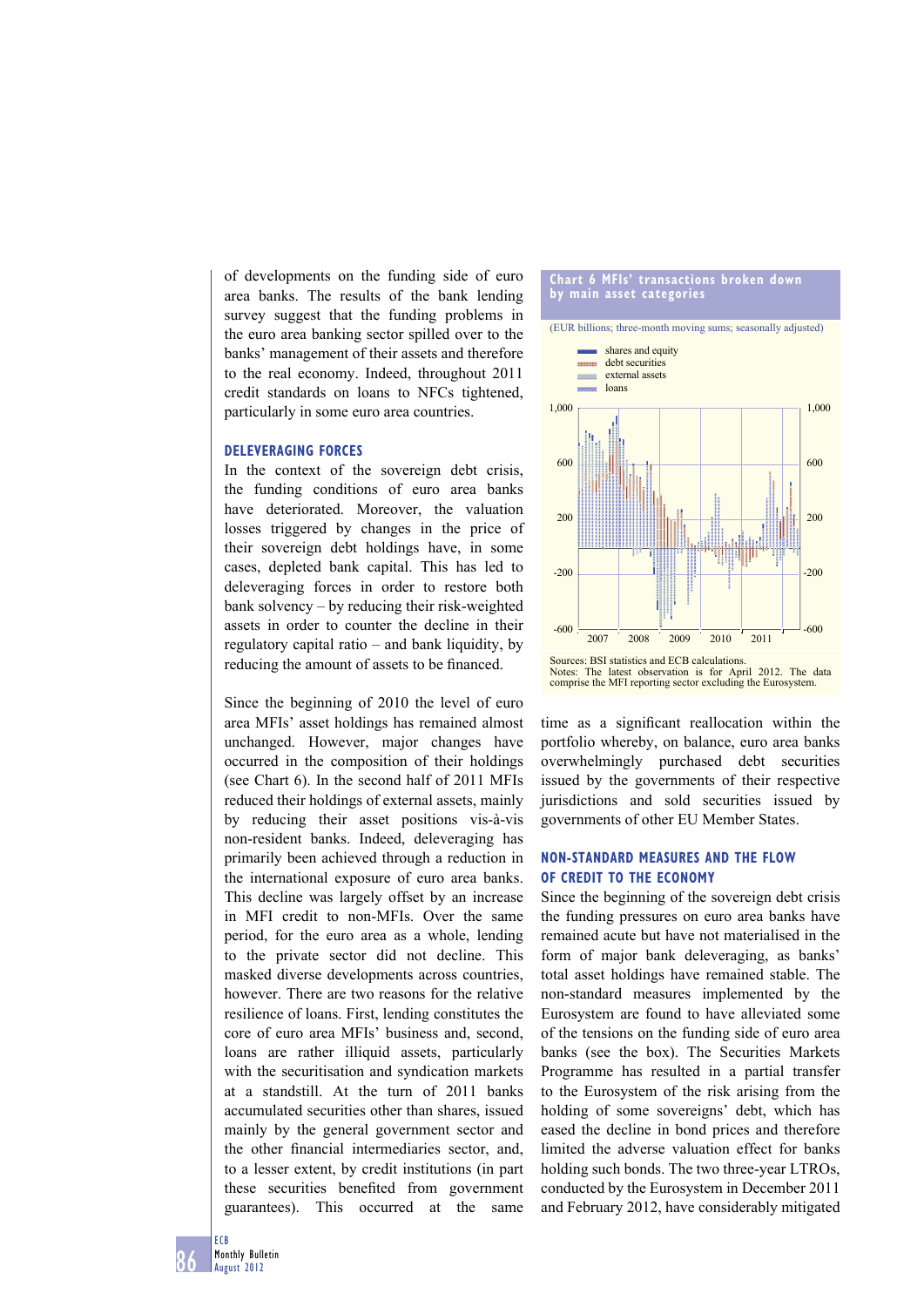of developments on the funding side of euro area banks. The results of the bank lending survey suggest that the funding problems in the euro area banking sector spilled over to the banks' management of their assets and therefore to the real economy. Indeed, throughout 2011 credit standards on loans to NFCs tightened, particularly in some euro area countries.

### DELEVERAGING FORCES

In the context of the sovereign debt crisis, the funding conditions of euro area banks have deteriorated. Moreover, the valuation losses triggered by changes in the price of their sovereign debt holdings have, in some cases, depleted bank capital. This has led to deleveraging forces in order to restore both bank solvency – by reducing their risk-weighted assets in order to counter the decline in their regulatory capital ratio – and bank liquidity, by reducing the amount of assets to be financed.

Since the beginning of 2010 the level of euro area MFIs' asset holdings has remained almost unchanged. However, major changes have occurred in the composition of their holdings (see Chart 6). In the second half of 2011 MFIs reduced their holdings of external assets, mainly by reducing their asset positions vis-à-vis non-resident banks. Indeed, deleveraging has primarily been achieved through a reduction in the international exposure of euro area banks. This decline was largely offset by an increase in MFI credit to non-MFIs. Over the same period, for the euro area as a whole, lending to the private sector did not decline. This masked diverse developments across countries, however. There are two reasons for the relative resilience of loans. First, lending constitutes the core of euro area MFIs' business and, second, loans are rather illiquid assets, particularly with the securitisation and syndication markets at a standstill. At the turn of 2011 banks accumulated securities other than shares, issued mainly by the general government sector and the other financial intermediaries sector, and, to a lesser extent, by credit institutions (in part these securities benefited from government guarantees). This occurred at the same time as a significant reallocation within the portfolio whereby, on balance, euro area banks overwhelmingly purchased debt securities issued by the governments of their respective jurisdictions and sold securities issued by governments of other EU Member States.

**Chart 6 MFIs' transactions broken down by main asset categories**

(EUR billions; three-month moving sums; seasonally adjusted)

- shares and equity
- debt securities
- external assets
- loans

Sources: BSI statistics and ECB calculations.
Notes: The latest observation is for April 2012. The data comprise the MFI reporting sector excluding the Eurosystem.

### NON-STANDARD MEASURES AND THE FLOW OF CREDIT TO THE ECONOMY

Since the beginning of the sovereign debt crisis the funding pressures on euro area banks have remained acute but have not materialised in the form of major bank deleveraging, as banks' total asset holdings have remained stable. The non-standard measures implemented by the Eurosystem are found to have alleviated some of the tensions on the funding side of euro area banks (see the box). The Securities Markets Programme has resulted in a partial transfer to the Eurosystem of the risk arising from the holding of some sovereigns' debt, which has eased the decline in bond prices and therefore limited the adverse valuation effect for banks holding such bonds. The two three-year LTROs, conducted by the Eurosystem in December 2011 and February 2012, have considerably mitigated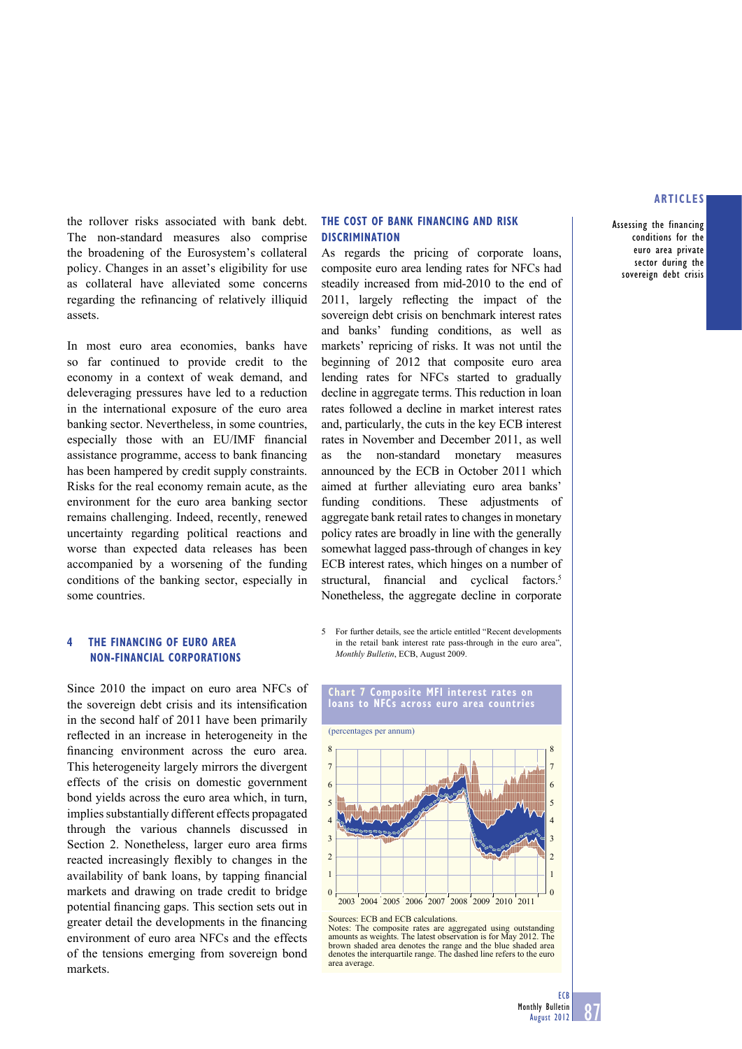the rollover risks associated with bank debt. The non-standard measures also comprise the broadening of the Eurosystem's collateral policy. Changes in an asset's eligibility for use as collateral have alleviated some concerns regarding the refinancing of relatively illiquid assets.

In most euro area economies, banks have so far continued to provide credit to the economy in a context of weak demand, and deleveraging pressures have led to a reduction in the international exposure of the euro area banking sector. Nevertheless, in some countries, especially those with an EU/IMF financial assistance programme, access to bank financing has been hampered by credit supply constraints. Risks for the real economy remain acute, as the environment for the euro area banking sector remains challenging. Indeed, recently, renewed uncertainty regarding political reactions and worse than expected data releases has been accompanied by a worsening of the funding conditions of the banking sector, especially in some countries.

## 4 THE FINANCING OF EURO AREA NON-FINANCIAL CORPORATIONS

Since 2010 the impact on euro area NFCs of the sovereign debt crisis and its intensification in the second half of 2011 have been primarily reflected in an increase in heterogeneity in the financing environment across the euro area. This heterogeneity largely mirrors the divergent effects of the crisis on domestic government bond yields across the euro area which, in turn, implies substantially different effects propagated through the various channels discussed in Section 2. Nonetheless, larger euro area firms reacted increasingly flexibly to changes in the availability of bank loans, by tapping financial markets and drawing on trade credit to bridge potential financing gaps. This section sets out in greater detail the developments in the financing environment of euro area NFCs and the effects of the tensions emerging from sovereign bond markets.

### THE COST OF BANK FINANCING AND RISK DISCRIMINATION

As regards the pricing of corporate loans, composite euro area lending rates for NFCs had steadily increased from mid-2010 to the end of 2011, largely reflecting the impact of the sovereign debt crisis on benchmark interest rates and banks' funding conditions, as well as markets' repricing of risks. It was not until the beginning of 2012 that composite euro area lending rates for NFCs started to gradually decline in aggregate terms. This reduction in loan rates followed a decline in market interest rates and, particularly, the cuts in the key ECB interest rates in November and December 2011, as well as the non-standard monetary measures announced by the ECB in October 2011 which aimed at further alleviating euro area banks' funding conditions. These adjustments of aggregate bank retail rates to changes in monetary policy rates are broadly in line with the generally somewhat lagged pass-through of changes in key ECB interest rates, which hinges on a number of structural, financial and cyclical factors.[5] Nonetheless, the aggregate decline in corporate

5 For further details, see the article entitled "Recent developments in the retail bank interest rate pass-through in the euro area", *Monthly Bulletin*, ECB, August 2009.

**Chart 7 Composite MFI interest rates on loans to NFCs across euro area countries**

(percentages per annum)

Sources: ECB and ECB calculations.
Notes: The composite rates are aggregated using outstanding amounts as weights. The latest observation is for May 2012. The brown shaded area denotes the range and the blue shaded area denotes the interquartile range. The dashed line refers to the euro area average.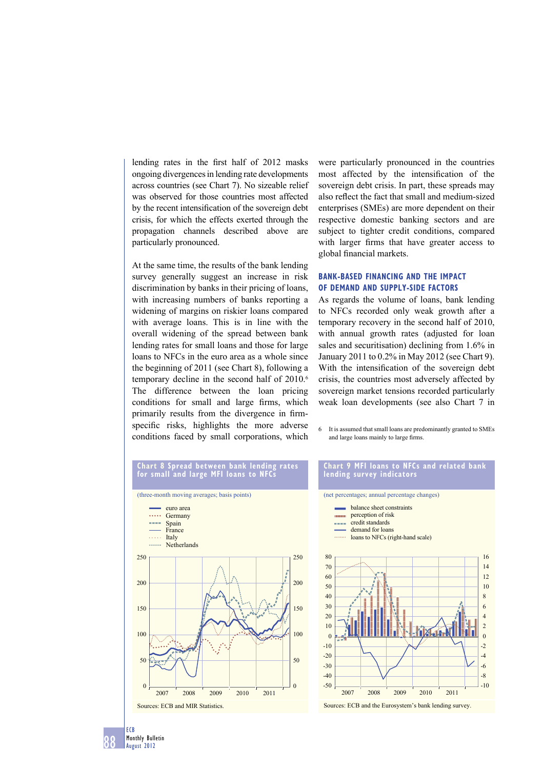lending rates in the first half of 2012 masks ongoing divergences in lending rate developments across countries (see Chart 7). No sizeable relief was observed for those countries most affected by the recent intensification of the sovereign debt crisis, for which the effects exerted through the propagation channels described above are particularly pronounced.

At the same time, the results of the bank lending survey generally suggest an increase in risk discrimination by banks in their pricing of loans, with increasing numbers of banks reporting a widening of margins on riskier loans compared with average loans. This is in line with the overall widening of the spread between bank lending rates for small loans and those for large loans to NFCs in the euro area as a whole since the beginning of 2011 (see Chart 8), following a temporary decline in the second half of 2010.[6] The difference between the loan pricing conditions for small and large firms, which primarily results from the divergence in firm-specific risks, highlights the more adverse conditions faced by small corporations, which were particularly pronounced in the countries most affected by the intensification of the sovereign debt crisis. In part, these spreads may also reflect the fact that small and medium-sized enterprises (SMEs) are more dependent on their respective domestic banking sectors and are subject to tighter credit conditions, compared with larger firms that have greater access to global financial markets.

### BANK-BASED FINANCING AND THE IMPACT OF DEMAND AND SUPPLY-SIDE FACTORS

As regards the volume of loans, bank lending to NFCs recorded only weak growth after a temporary recovery in the second half of 2010, with annual growth rates (adjusted for loan sales and securitisation) declining from 1.6% in January 2011 to 0.2% in May 2012 (see Chart 9). With the intensification of the sovereign debt crisis, the countries most adversely affected by sovereign market tensions recorded particularly weak loan developments (see also Chart 7 in

6 It is assumed that small loans are predominantly granted to SMEs and large loans mainly to large firms.

**Chart 8 Spread between bank lending rates for small and large MFI loans to NFCs**

(three-month moving averages; basis points)

Sources: ECB and MIR Statistics.

**Chart 9 MFI loans to NFCs and related bank lending survey indicators**

(net percentages; annual percentage changes)

Sources: ECB and the Eurosystem's bank lending survey.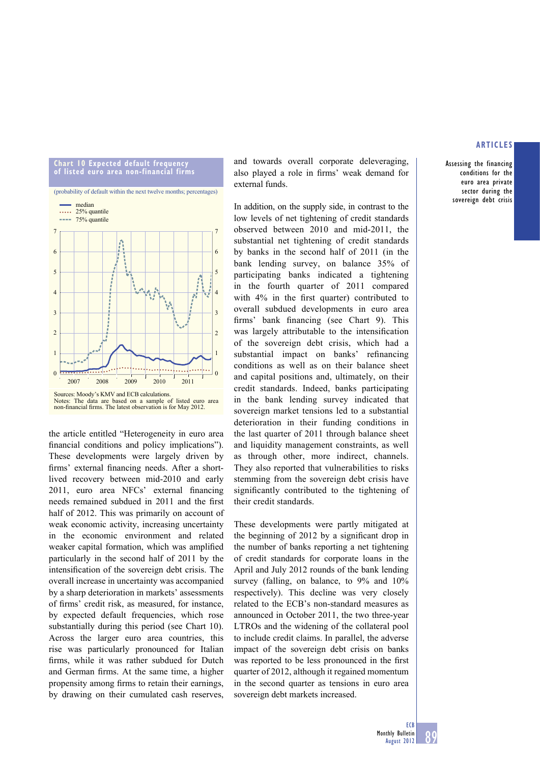**Chart 10 Expected default frequency of listed euro area non-financial firms**

(probability of default within the next twelve months; percentages)

- median
- 25% quantile
- 75% quantile

Sources: Moody's KMV and ECB calculations.
Notes: The data are based on a sample of listed euro area non-financial firms. The latest observation is for May 2012.

the article entitled "Heterogeneity in euro area financial conditions and policy implications"). These developments were largely driven by firms' external financing needs. After a short-lived recovery between mid-2010 and early 2011, euro area NFCs' external financing needs remained subdued in 2011 and the first half of 2012. This was primarily on account of weak economic activity, increasing uncertainty in the economic environment and related weaker capital formation, which was amplified particularly in the second half of 2011 by the intensification of the sovereign debt crisis. The overall increase in uncertainty was accompanied by a sharp deterioration in markets' assessments of firms' credit risk, as measured, for instance, by expected default frequencies, which rose substantially during this period (see Chart 10). Across the larger euro area countries, this rise was particularly pronounced for Italian firms, while it was rather subdued for Dutch and German firms. At the same time, a higher propensity among firms to retain their earnings, by drawing on their cumulated cash reserves, and towards overall corporate deleveraging, also played a role in firms' weak demand for external funds.

In addition, on the supply side, in contrast to the low levels of net tightening of credit standards observed between 2010 and mid-2011, the substantial net tightening of credit standards by banks in the second half of 2011 (in the bank lending survey, on balance 35% of participating banks indicated a tightening in the fourth quarter of 2011 compared with 4% in the first quarter) contributed to overall subdued developments in euro area firms' bank financing (see Chart 9). This was largely attributable to the intensification of the sovereign debt crisis, which had a substantial impact on banks' refinancing conditions as well as on their balance sheet and capital positions and, ultimately, on their credit standards. Indeed, banks participating in the bank lending survey indicated that sovereign market tensions led to a substantial deterioration in their funding conditions in the last quarter of 2011 through balance sheet and liquidity management constraints, as well as through other, more indirect, channels. They also reported that vulnerabilities to risks stemming from the sovereign debt crisis have significantly contributed to the tightening of their credit standards.

These developments were partly mitigated at the beginning of 2012 by a significant drop in the number of banks reporting a net tightening of credit standards for corporate loans in the April and July 2012 rounds of the bank lending survey (falling, on balance, to 9% and 10% respectively). This decline was very closely related to the ECB's non-standard measures as announced in October 2011, the two three-year LTROs and the widening of the collateral pool to include credit claims. In parallel, the adverse impact of the sovereign debt crisis on banks was reported to be less pronounced in the first quarter of 2012, although it regained momentum in the second quarter as tensions in euro area sovereign debt markets increased.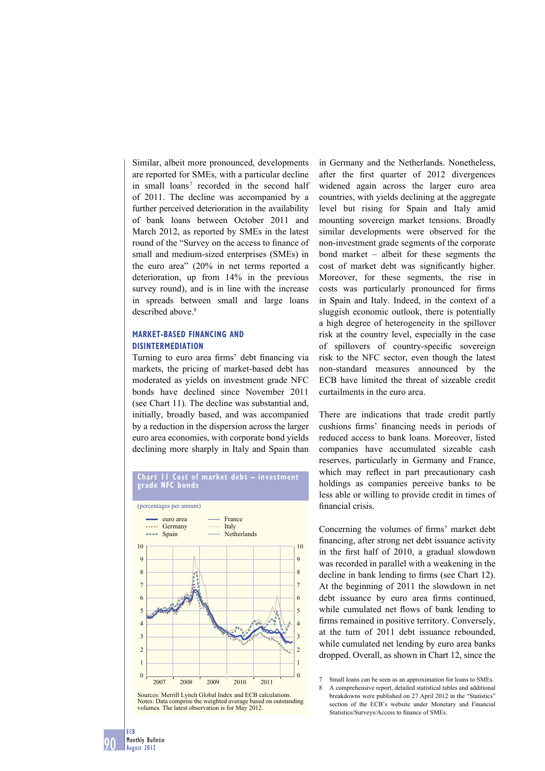Similar, albeit more pronounced, developments are reported for SMEs, with a particular decline in small loans[7] recorded in the second half of 2011. The decline was accompanied by a further perceived deterioration in the availability of bank loans between October 2011 and March 2012, as reported by SMEs in the latest round of the "Survey on the access to finance of small and medium-sized enterprises (SMEs) in the euro area" (20% in net terms reported a deterioration, up from 14% in the previous survey round), and is in line with the increase in spreads between small and large loans described above.[8]

### MARKET-BASED FINANCING AND DISINTERMEDIATION

Turning to euro area firms' debt financing via markets, the pricing of market-based debt has moderated as yields on investment grade NFC bonds have declined since November 2011 (see Chart 11). The decline was substantial and, initially, broadly based, and was accompanied by a reduction in the dispersion across the larger euro area economies, with corporate bond yields declining more sharply in Italy and Spain than in Germany and the Netherlands. Nonetheless, after the first quarter of 2012 divergences widened again across the larger euro area countries, with yields declining at the aggregate level but rising for Spain and Italy amid mounting sovereign market tensions. Broadly similar developments were observed for the non-investment grade segments of the corporate bond market – albeit for these segments the cost of market debt was significantly higher. Moreover, for these segments, the rise in costs was particularly pronounced for firms in Spain and Italy. Indeed, in the context of a sluggish economic outlook, there is potentially a high degree of heterogeneity in the spillover risk at the country level, especially in the case of spillovers of country-specific sovereign risk to the NFC sector, even though the latest non-standard measures announced by the ECB have limited the threat of sizeable credit curtailments in the euro area.

**Chart 11 Cost of market debt – investment grade NFC bonds**

(percentages per annum)

Sources: Merrill Lynch Global Index and ECB calculations.
Notes: Data comprise the weighted average based on outstanding volumes. The latest observation is for May 2012.

There are indications that trade credit partly cushions firms' financing needs in periods of reduced access to bank loans. Moreover, listed companies have accumulated sizeable cash reserves, particularly in Germany and France, which may reflect in part precautionary cash holdings as companies perceive banks to be less able or willing to provide credit in times of financial crisis.

Concerning the volumes of firms' market debt financing, after strong net debt issuance activity in the first half of 2010, a gradual slowdown was recorded in parallel with a weakening in the decline in bank lending to firms (see Chart 12). At the beginning of 2011 the slowdown in net debt issuance by euro area firms continued, while cumulated net flows of bank lending to firms remained in positive territory. Conversely, at the turn of 2011 debt issuance rebounded, while cumulated net lending by euro area banks dropped. Overall, as shown in Chart 12, since the

7 Small loans can be seen as an approximation for loans to SMEs.
8 A comprehensive report, detailed statistical tables and additional breakdowns were published on 27 April 2012 in the "Statistics" section of the ECB's website under Monetary and Financial Statistics/Surveys/Access to finance of SMEs.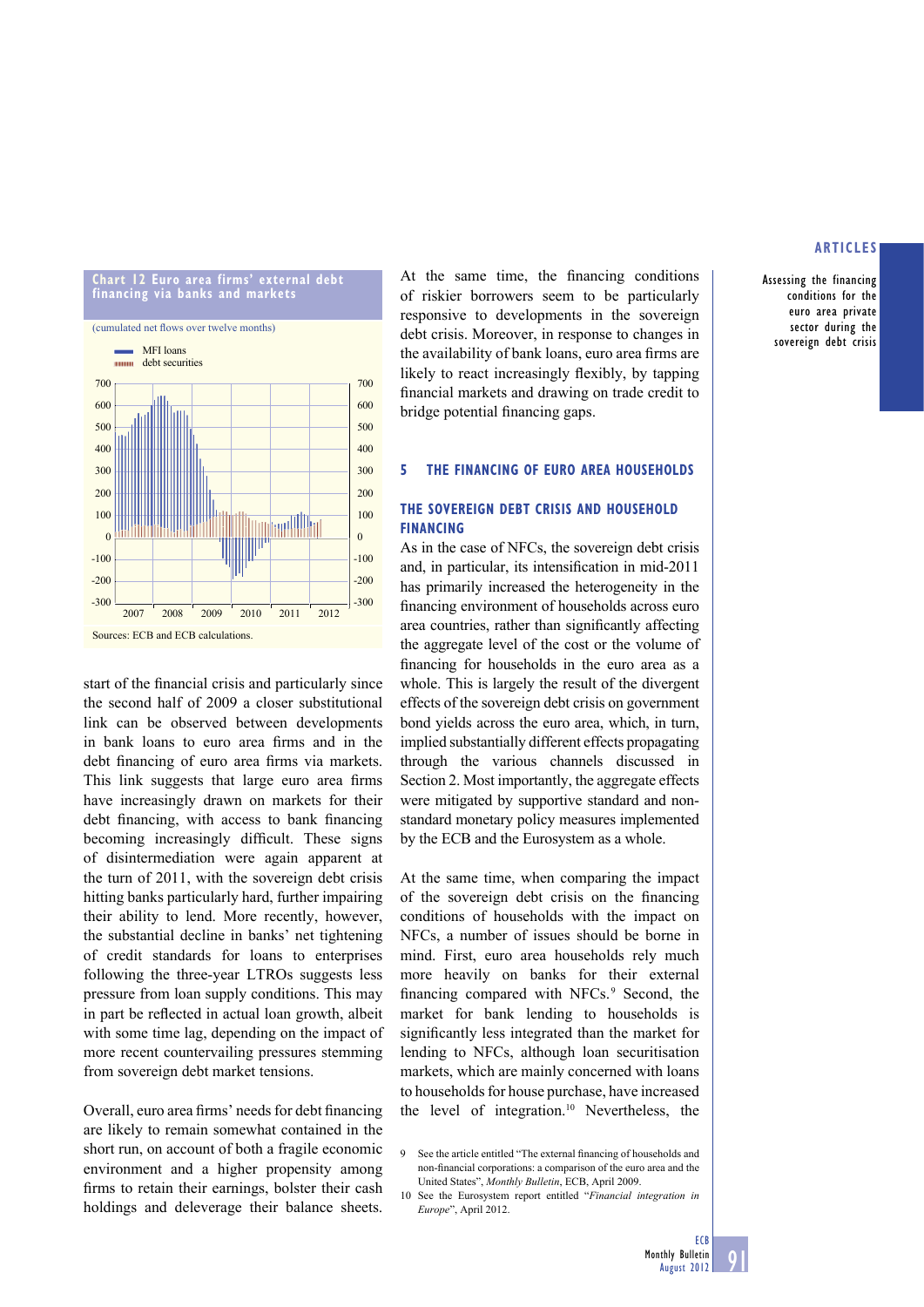**Chart 12 Euro area firms' external debt financing via banks and markets**

(cumulated net flows over twelve months)

- MFI loans
- debt securities

Sources: ECB and ECB calculations.

start of the financial crisis and particularly since the second half of 2009 a closer substitutional link can be observed between developments in bank loans to euro area firms and in the debt financing of euro area firms via markets. This link suggests that large euro area firms have increasingly drawn on markets for their debt financing, with access to bank financing becoming increasingly difficult. These signs of disintermediation were again apparent at the turn of 2011, with the sovereign debt crisis hitting banks particularly hard, further impairing their ability to lend. More recently, however, the substantial decline in banks' net tightening of credit standards for loans to enterprises following the three-year LTROs suggests less pressure from loan supply conditions. This may in part be reflected in actual loan growth, albeit with some time lag, depending on the impact of more recent countervailing pressures stemming from sovereign debt market tensions.

Overall, euro area firms' needs for debt financing are likely to remain somewhat contained in the short run, on account of both a fragile economic environment and a higher propensity among firms to retain their earnings, bolster their cash holdings and deleverage their balance sheets. At the same time, the financing conditions of riskier borrowers seem to be particularly responsive to developments in the sovereign debt crisis. Moreover, in response to changes in the availability of bank loans, euro area firms are likely to react increasingly flexibly, by tapping financial markets and drawing on trade credit to bridge potential financing gaps.

## 5 THE FINANCING OF EURO AREA HOUSEHOLDS

### THE SOVEREIGN DEBT CRISIS AND HOUSEHOLD FINANCING

As in the case of NFCs, the sovereign debt crisis and, in particular, its intensification in mid-2011 has primarily increased the heterogeneity in the financing environment of households across euro area countries, rather than significantly affecting the aggregate level of the cost or the volume of financing for households in the euro area as a whole. This is largely the result of the divergent effects of the sovereign debt crisis on government bond yields across the euro area, which, in turn, implied substantially different effects propagating through the various channels discussed in Section 2. Most importantly, the aggregate effects were mitigated by supportive standard and non-standard monetary policy measures implemented by the ECB and the Eurosystem as a whole.

At the same time, when comparing the impact of the sovereign debt crisis on the financing conditions of households with the impact on NFCs, a number of issues should be borne in mind. First, euro area households rely much more heavily on banks for their external financing compared with NFCs.[9] Second, the market for bank lending to households is significantly less integrated than the market for lending to NFCs, although loan securitisation markets, which are mainly concerned with loans to households for house purchase, have increased the level of integration.[10] Nevertheless, the

9 See the article entitled "The external financing of households and non-financial corporations: a comparison of the euro area and the United States", *Monthly Bulletin*, ECB, April 2009.

10 See the Eurosystem report entitled "*Financial integration in Europe*", April 2012.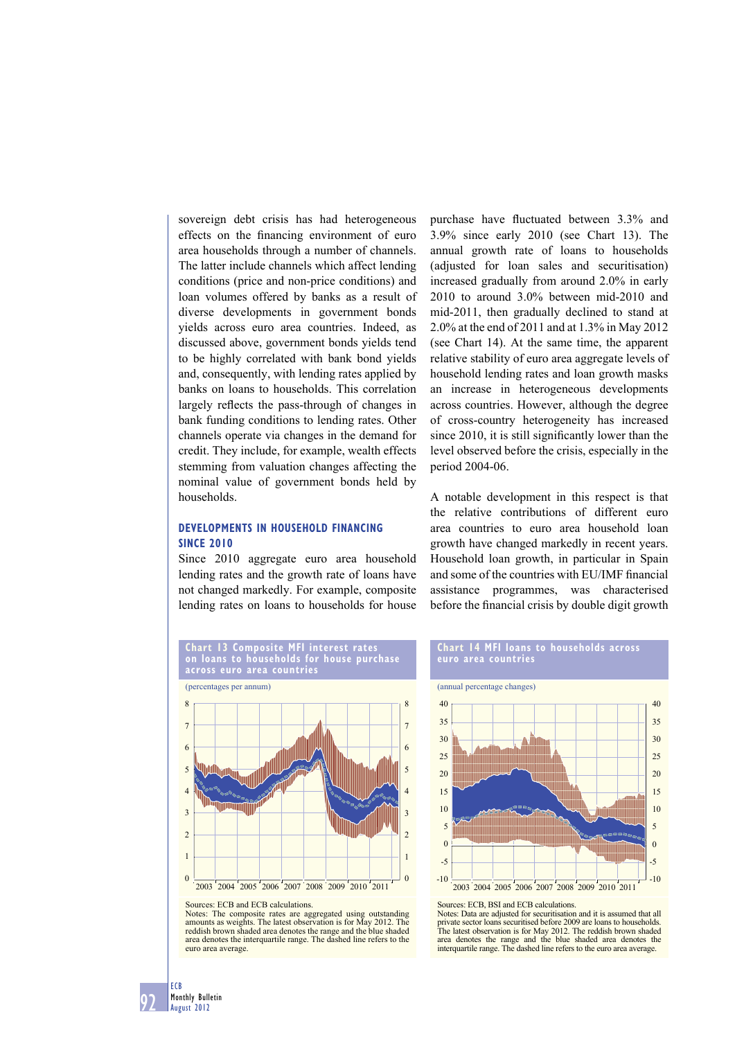sovereign debt crisis has had heterogeneous effects on the financing environment of euro area households through a number of channels. The latter include channels which affect lending conditions (price and non-price conditions) and loan volumes offered by banks as a result of diverse developments in government bonds yields across euro area countries. Indeed, as discussed above, government bonds yields tend to be highly correlated with bank bond yields and, consequently, with lending rates applied by banks on loans to households. This correlation largely reflects the pass-through of changes in bank funding conditions to lending rates. Other channels operate via changes in the demand for credit. They include, for example, wealth effects stemming from valuation changes affecting the nominal value of government bonds held by households.

## DEVELOPMENTS IN HOUSEHOLD FINANCING SINCE 2010

Since 2010 aggregate euro area household lending rates and the growth rate of loans have not changed markedly. For example, composite lending rates on loans to households for house purchase have fluctuated between 3.3% and 3.9% since early 2010 (see Chart 13). The annual growth rate of loans to households (adjusted for loan sales and securitisation) increased gradually from around 2.0% in early 2010 to around 3.0% between mid-2010 and mid-2011, then gradually declined to stand at 2.0% at the end of 2011 and at 1.3% in May 2012 (see Chart 14). At the same time, the apparent relative stability of euro area aggregate levels of household lending rates and loan growth masks an increase in heterogeneous developments across countries. However, although the degree of cross-country heterogeneity has increased since 2010, it is still significantly lower than the level observed before the crisis, especially in the period 2004-06.

A notable development in this respect is that the relative contributions of different euro area countries to euro area household loan growth have changed markedly in recent years. Household loan growth, in particular in Spain and some of the countries with EU/IMF financial assistance programmes, was characterised before the financial crisis by double digit growth

**Chart 13 Composite MFI interest rates on loans to households for house purchase across euro area countries**

(percentages per annum)

Sources: ECB and ECB calculations.
Notes: The composite rates are aggregated using outstanding amounts as weights. The latest observation is for May 2012. The reddish brown shaded area denotes the range and the blue shaded area denotes the interquartile range. The dashed line refers to the euro area average.

**Chart 14 MFI loans to households across euro area countries**

(annual percentage changes)

Sources: ECB, BSI and ECB calculations.
Notes: Data are adjusted for securitisation and it is assumed that all private sector loans securitised before 2009 are loans to households. The latest observation is for May 2012. The reddish brown shaded area denotes the range and the blue shaded area denotes the interquartile range. The dashed line refers to the euro area average.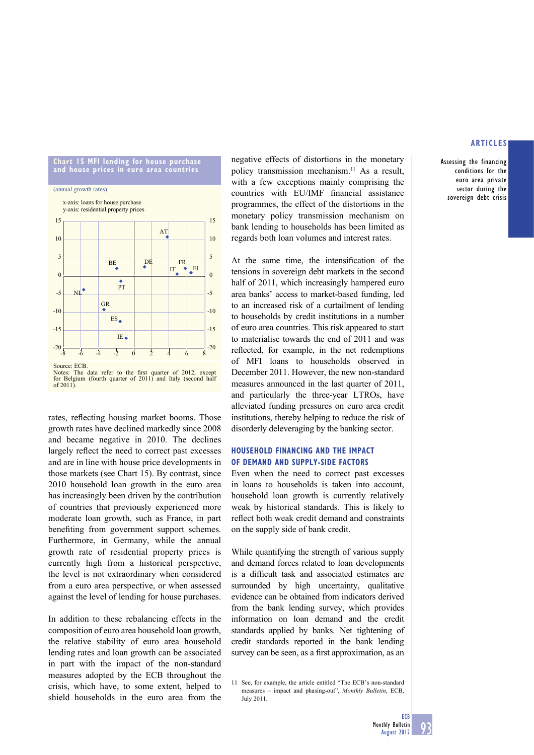**Chart 15 MFI lending for house purchase and house prices in euro area countries**

(annual growth rates)

x-axis: loans for house purchase
y-axis: residential property prices

Source: ECB.
Notes: The data refer to the first quarter of 2012, except for Belgium (fourth quarter of 2011) and Italy (second half of 2011).

rates, reflecting housing market booms. Those growth rates have declined markedly since 2008 and became negative in 2010. The declines largely reflect the need to correct past excesses and are in line with house price developments in those markets (see Chart 15). By contrast, since 2010 household loan growth in the euro area has increasingly been driven by the contribution of countries that previously experienced more moderate loan growth, such as France, in part benefiting from government support schemes. Furthermore, in Germany, while the annual growth rate of residential property prices is currently high from a historical perspective, the level is not extraordinary when considered from a euro area perspective, or when assessed against the level of lending for house purchases.

In addition to these rebalancing effects in the composition of euro area household loan growth, the relative stability of euro area household lending rates and loan growth can be associated in part with the impact of the non-standard measures adopted by the ECB throughout the crisis, which have, to some extent, helped to shield households in the euro area from the negative effects of distortions in the monetary policy transmission mechanism.[11] As a result, with a few exceptions mainly comprising the countries with EU/IMF financial assistance programmes, the effect of the distortions in the monetary policy transmission mechanism on bank lending to households has been limited as regards both loan volumes and interest rates.

At the same time, the intensification of the tensions in sovereign debt markets in the second half of 2011, which increasingly hampered euro area banks' access to market-based funding, led to an increased risk of a curtailment of lending to households by credit institutions in a number of euro area countries. This risk appeared to start to materialise towards the end of 2011 and was reflected, for example, in the net redemptions of MFI loans to households observed in December 2011. However, the new non-standard measures announced in the last quarter of 2011, and particularly the three-year LTROs, have alleviated funding pressures on euro area credit institutions, thereby helping to reduce the risk of disorderly deleveraging by the banking sector.

## HOUSEHOLD FINANCING AND THE IMPACT OF DEMAND AND SUPPLY-SIDE FACTORS

Even when the need to correct past excesses in loans to households is taken into account, household loan growth is currently relatively weak by historical standards. This is likely to reflect both weak credit demand and constraints on the supply side of bank credit.

While quantifying the strength of various supply and demand forces related to loan developments is a difficult task and associated estimates are surrounded by high uncertainty, qualitative evidence can be obtained from indicators derived from the bank lending survey, which provides information on loan demand and the credit standards applied by banks. Net tightening of credit standards reported in the bank lending survey can be seen, as a first approximation, as an

11 See, for example, the article entitled "The ECB's non-standard measures – impact and phasing-out", *Monthly Bulletin*, ECB, July 2011.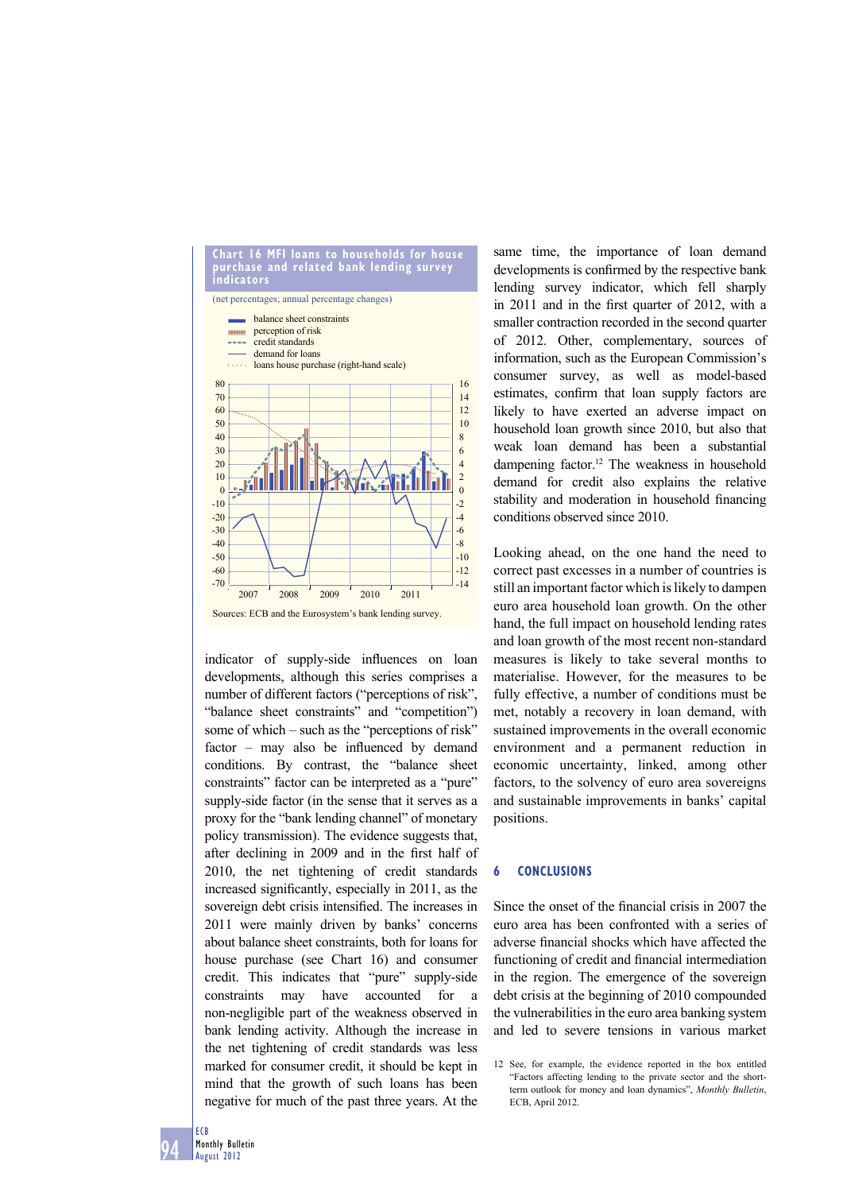**Chart 16 MFI loans to households for house purchase and related bank lending survey indicators**

(net percentages; annual percentage changes)

- balance sheet constraints
- perception of risk
- credit standards
- demand for loans
- loans house purchase (right-hand scale)

Sources: ECB and the Eurosystem's bank lending survey.

indicator of supply-side influences on loan developments, although this series comprises a number of different factors ("perceptions of risk", "balance sheet constraints" and "competition") some of which – such as the "perceptions of risk" factor – may also be influenced by demand conditions. By contrast, the "balance sheet constraints" factor can be interpreted as a "pure" supply-side factor (in the sense that it serves as a proxy for the "bank lending channel" of monetary policy transmission). The evidence suggests that, after declining in 2009 and in the first half of 2010, the net tightening of credit standards increased significantly, especially in 2011, as the sovereign debt crisis intensified. The increases in 2011 were mainly driven by banks' concerns about balance sheet constraints, both for loans for house purchase (see Chart 16) and consumer credit. This indicates that "pure" supply-side constraints may have accounted for a non-negligible part of the weakness observed in bank lending activity. Although the increase in the net tightening of credit standards was less marked for consumer credit, it should be kept in mind that the growth of such loans has been negative for much of the past three years. At the same time, the importance of loan demand developments is confirmed by the respective bank lending survey indicator, which fell sharply in 2011 and in the first quarter of 2012, with a smaller contraction recorded in the second quarter of 2012. Other, complementary, sources of information, such as the European Commission's consumer survey, as well as model-based estimates, confirm that loan supply factors are likely to have exerted an adverse impact on household loan growth since 2010, but also that weak loan demand has been a substantial dampening factor.[12] The weakness in household demand for credit also explains the relative stability and moderation in household financing conditions observed since 2010.

Looking ahead, on the one hand the need to correct past excesses in a number of countries is still an important factor which is likely to dampen euro area household loan growth. On the other hand, the full impact on household lending rates and loan growth of the most recent non-standard measures is likely to take several months to materialise. However, for the measures to be fully effective, a number of conditions must be met, notably a recovery in loan demand, with sustained improvements in the overall economic environment and a permanent reduction in economic uncertainty, linked, among other factors, to the solvency of euro area sovereigns and sustainable improvements in banks' capital positions.

## 6 CONCLUSIONS

Since the onset of the financial crisis in 2007 the euro area has been confronted with a series of adverse financial shocks which have affected the functioning of credit and financial intermediation in the region. The emergence of the sovereign debt crisis at the beginning of 2010 compounded the vulnerabilities in the euro area banking system and led to severe tensions in various market

12 See, for example, the evidence reported in the box entitled "Factors affecting lending to the private sector and the short-term outlook for money and loan dynamics", *Monthly Bulletin*, ECB, April 2012.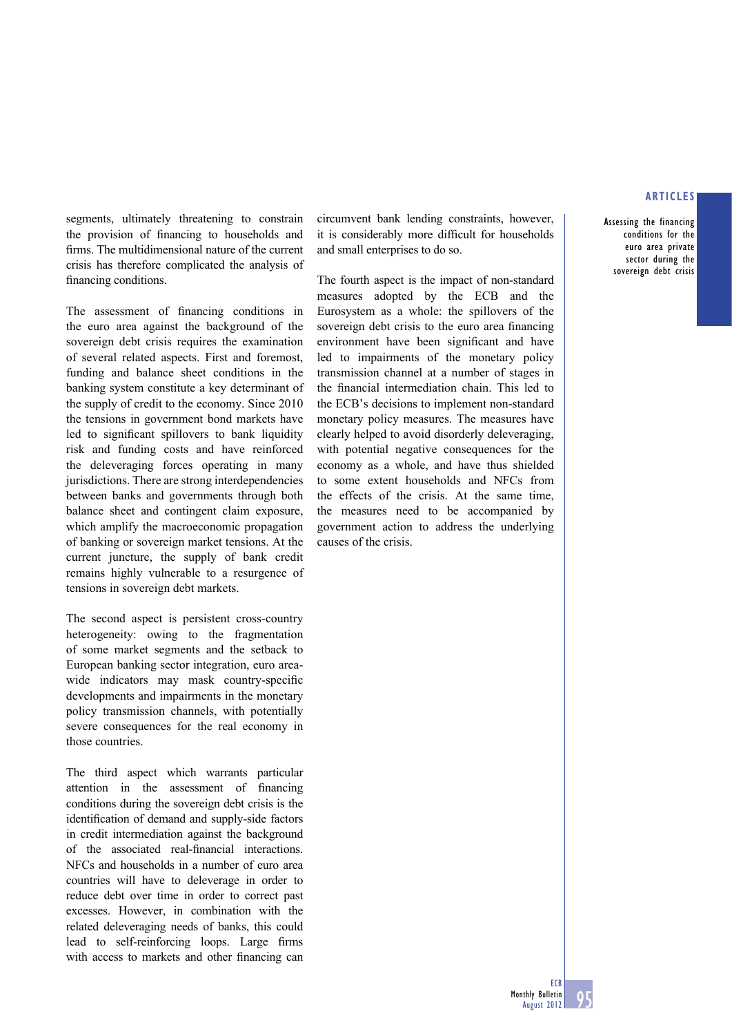segments, ultimately threatening to constrain the provision of financing to households and firms. The multidimensional nature of the current crisis has therefore complicated the analysis of financing conditions.

The assessment of financing conditions in the euro area against the background of the sovereign debt crisis requires the examination of several related aspects. First and foremost, funding and balance sheet conditions in the banking system constitute a key determinant of the supply of credit to the economy. Since 2010 the tensions in government bond markets have led to significant spillovers to bank liquidity risk and funding costs and have reinforced the deleveraging forces operating in many jurisdictions. There are strong interdependencies between banks and governments through both balance sheet and contingent claim exposure, which amplify the macroeconomic propagation of banking or sovereign market tensions. At the current juncture, the supply of bank credit remains highly vulnerable to a resurgence of tensions in sovereign debt markets.

The second aspect is persistent cross-country heterogeneity: owing to the fragmentation of some market segments and the setback to European banking sector integration, euro area-wide indicators may mask country-specific developments and impairments in the monetary policy transmission channels, with potentially severe consequences for the real economy in those countries.

The third aspect which warrants particular attention in the assessment of financing conditions during the sovereign debt crisis is the identification of demand and supply-side factors in credit intermediation against the background of the associated real-financial interactions. NFCs and households in a number of euro area countries will have to deleverage in order to reduce debt over time in order to correct past excesses. However, in combination with the related deleveraging needs of banks, this could lead to self-reinforcing loops. Large firms with access to markets and other financing can circumvent bank lending constraints, however, it is considerably more difficult for households and small enterprises to do so.

The fourth aspect is the impact of non-standard measures adopted by the ECB and the Eurosystem as a whole: the spillovers of the sovereign debt crisis to the euro area financing environment have been significant and have led to impairments of the monetary policy transmission channel at a number of stages in the financial intermediation chain. This led to the ECB's decisions to implement non-standard monetary policy measures. The measures have clearly helped to avoid disorderly deleveraging, with potential negative consequences for the economy as a whole, and have thus shielded to some extent households and NFCs from the effects of the crisis. At the same time, the measures need to be accompanied by government action to address the underlying causes of the crisis.